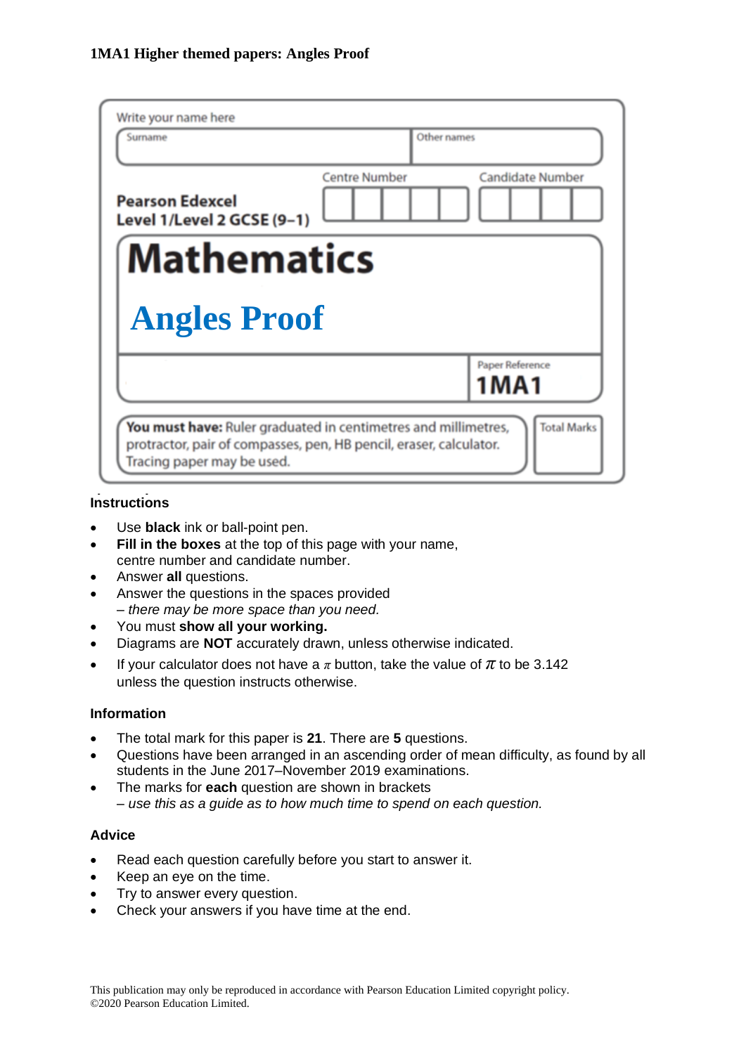**1MA1 Higher themed papers: Angles Proof**

Write your name here

| Surname | Other names |
|---|---|
| | |

**Pearson Edexcel**
**Level 1/Level 2 GCSE (9–1)**

Centre Number | Candidate Number

# Mathematics

## Angles Proof

Paper Reference
**1MA1**

**You must have:** Ruler graduated in centimetres and millimetres, protractor, pair of compasses, pen, HB pencil, eraser, calculator. Tracing paper may be used.

Total Marks

### Instructions

- Use **black** ink or ball-point pen.
- **Fill in the boxes** at the top of this page with your name, centre number and candidate number.
- Answer **all** questions.
- Answer the questions in the spaces provided
  *– there may be more space than you need.*
- You must **show all your working.**
- Diagrams are **NOT** accurately drawn, unless otherwise indicated.
- If your calculator does not have a $\pi$ button, take the value of $\pi$ to be 3.142 unless the question instructs otherwise.

### Information

- The total mark for this paper is **21**. There are **5** questions.
- Questions have been arranged in an ascending order of mean difficulty, as found by all students in the June 2017–November 2019 examinations.
- The marks for **each** question are shown in brackets
  *– use this as a guide as to how much time to spend on each question.*

### Advice

- Read each question carefully before you start to answer it.
- Keep an eye on the time.
- Try to answer every question.
- Check your answers if you have time at the end.

This publication may only be reproduced in accordance with Pearson Education Limited copyright policy.
©2020 Pearson Education Limited.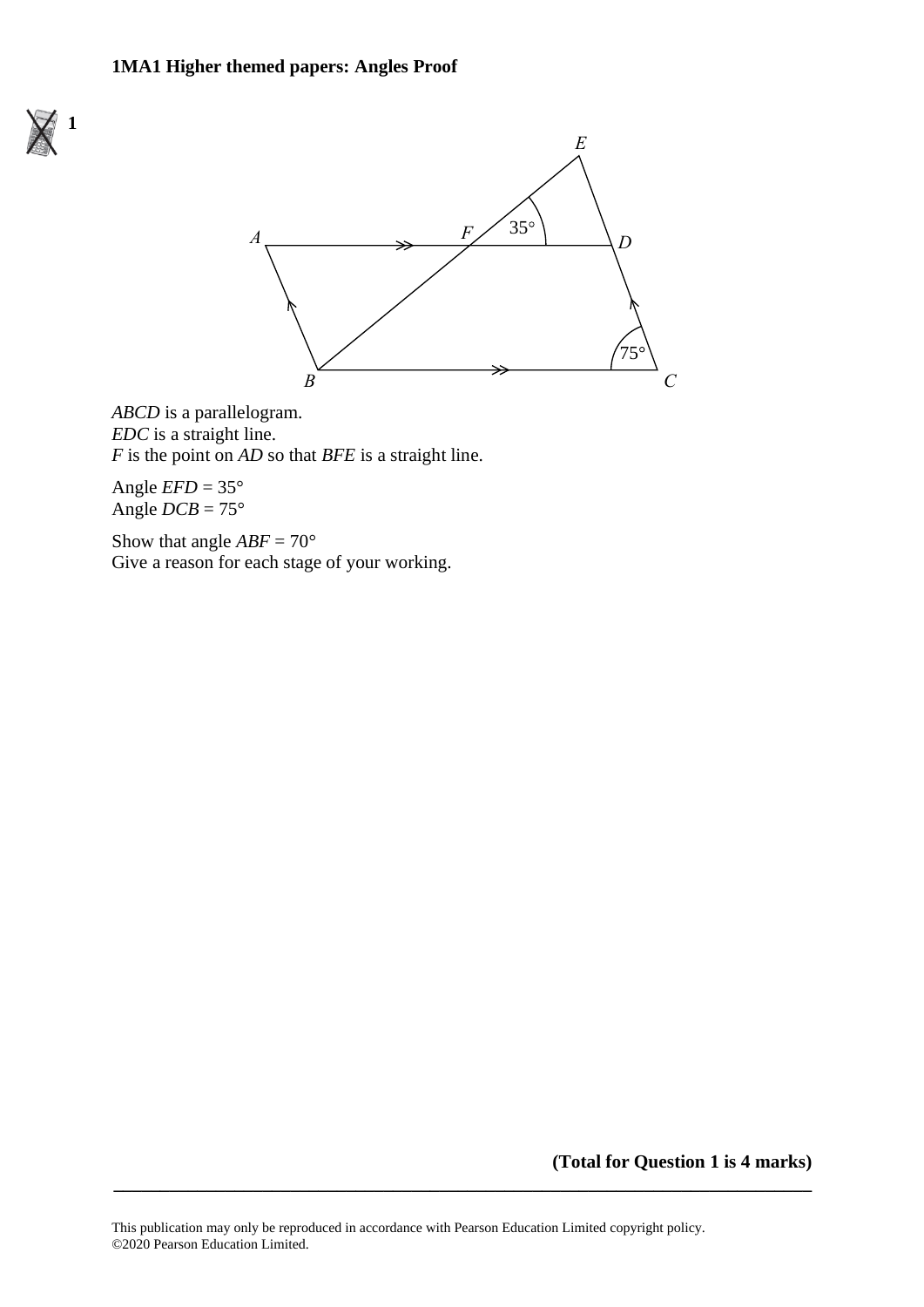**1MA1 Higher themed papers: Angles Proof**

**1**

*ABCD* is a parallelogram.
*EDC* is a straight line.
*F* is the point on *AD* so that *BFE* is a straight line.

Angle *EFD* = 35°
Angle *DCB* = 75°

Show that angle *ABF* = 70°
Give a reason for each stage of your working.

**(Total for Question 1 is 4 marks)**

This publication may only be reproduced in accordance with Pearson Education Limited copyright policy.
©2020 Pearson Education Limited.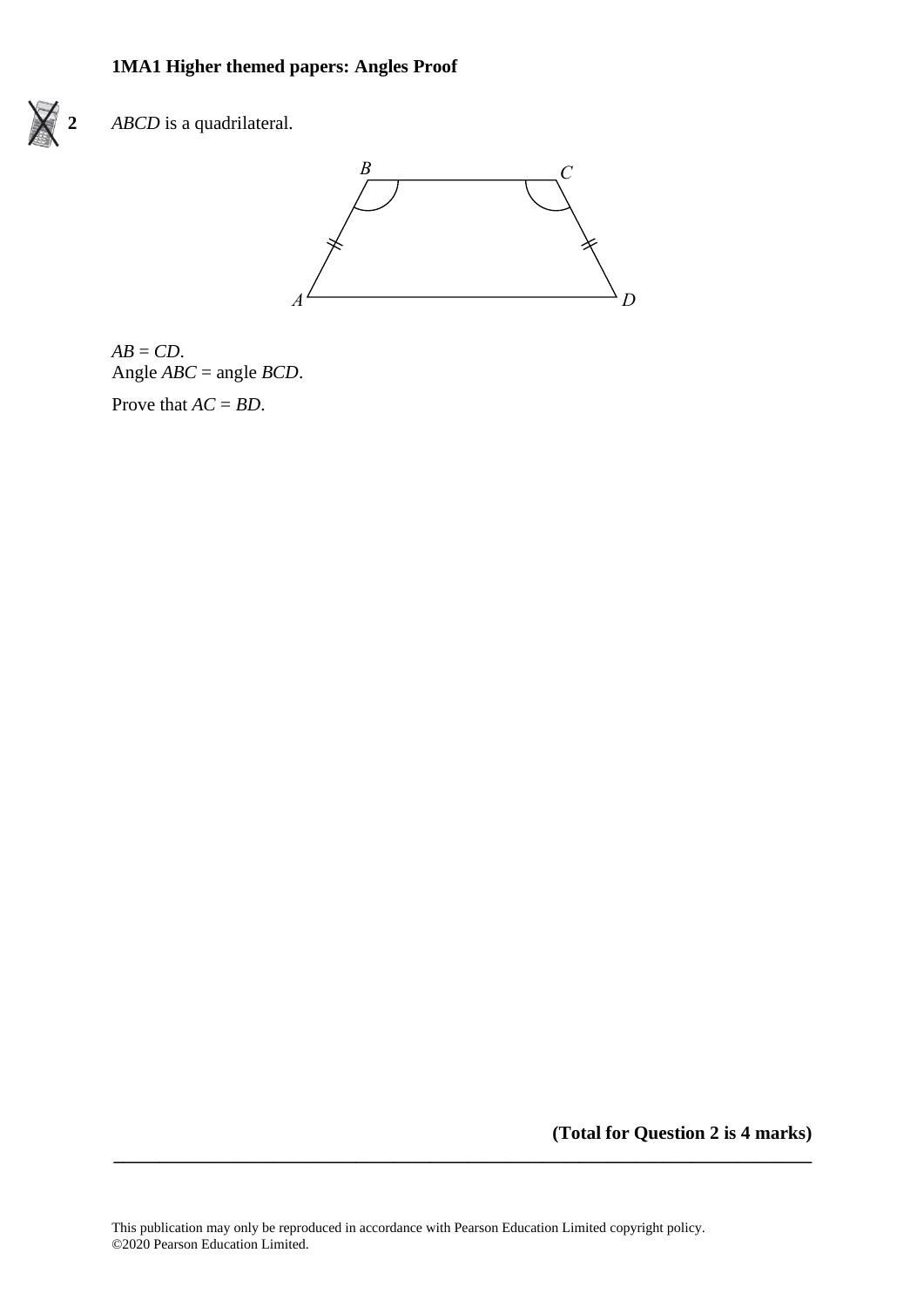**2** *ABCD* is a quadrilateral.

$AB = CD$.
Angle $ABC$ = angle $BCD$.

Prove that $AC = BD$.

**(Total for Question 2 is 4 marks)**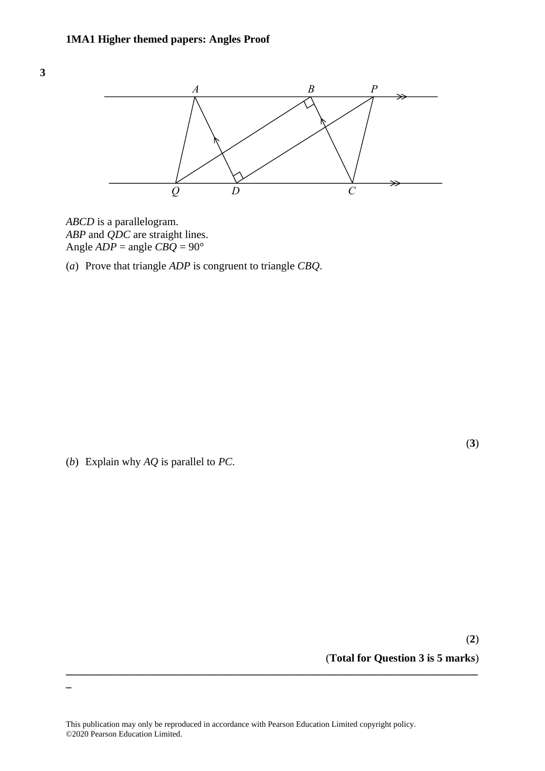**3**

*ABCD* is a parallelogram.
*ABP* and *QDC* are straight lines.
Angle *ADP* = angle *CBQ* = 90°

(*a*) Prove that triangle *ADP* is congruent to triangle *CBQ*.

**(3)**

(*b*) Explain why *AQ* is parallel to *PC*.

**(2)**

**(Total for Question 3 is 5 marks)**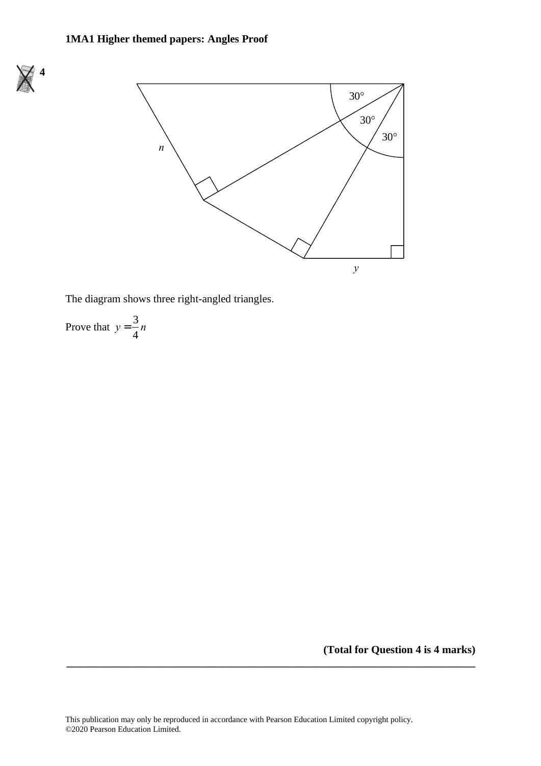**4**

The diagram shows three right-angled triangles.

Prove that $y = \frac{3}{4}n$

**(Total for Question 4 is 4 marks)**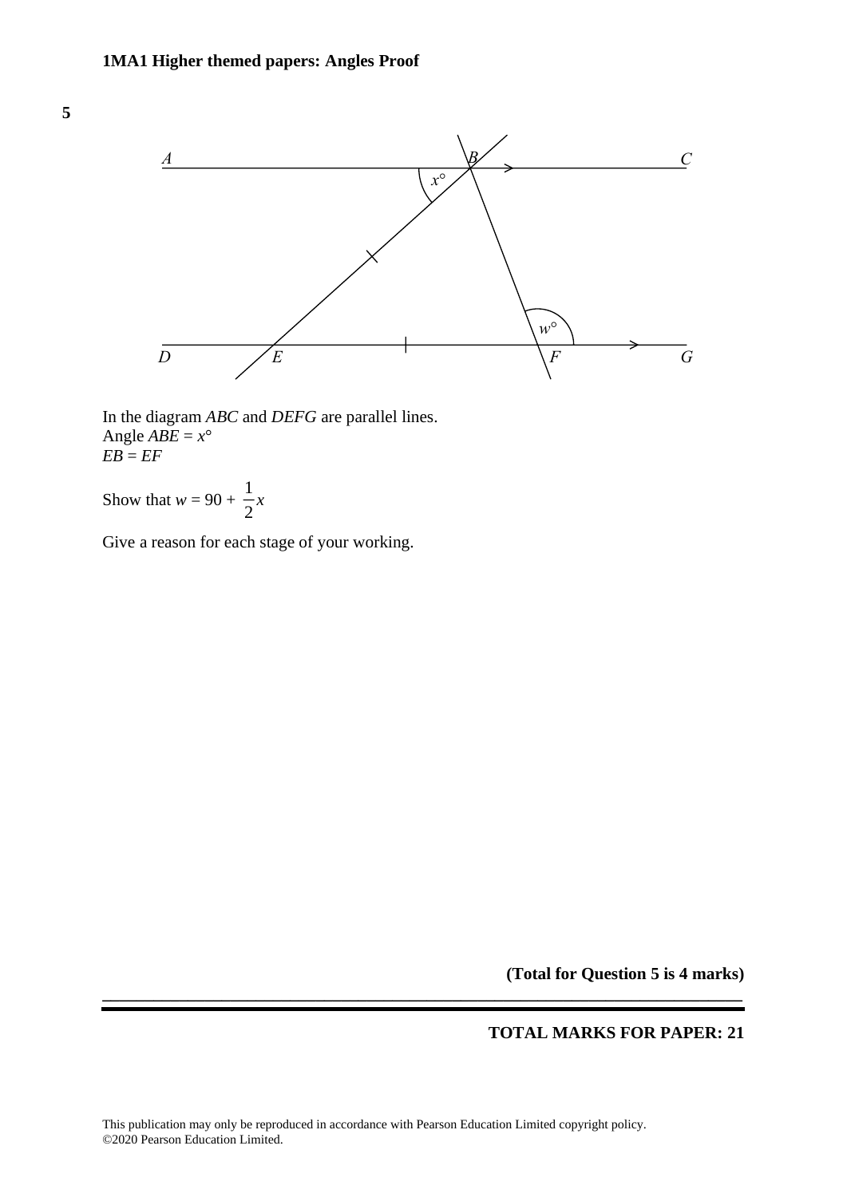**5**

A B C

$x°$

$w°$

D E F G

In the diagram *ABC* and *DEFG* are parallel lines.
Angle $ABE = x°$
$EB = EF$

Show that $w = 90 + \frac{1}{2}x$

Give a reason for each stage of your working.

**(Total for Question 5 is 4 marks)**

---

**TOTAL MARKS FOR PAPER: 21**

This publication may only be reproduced in accordance with Pearson Education Limited copyright policy.
©2020 Pearson Education Limited.